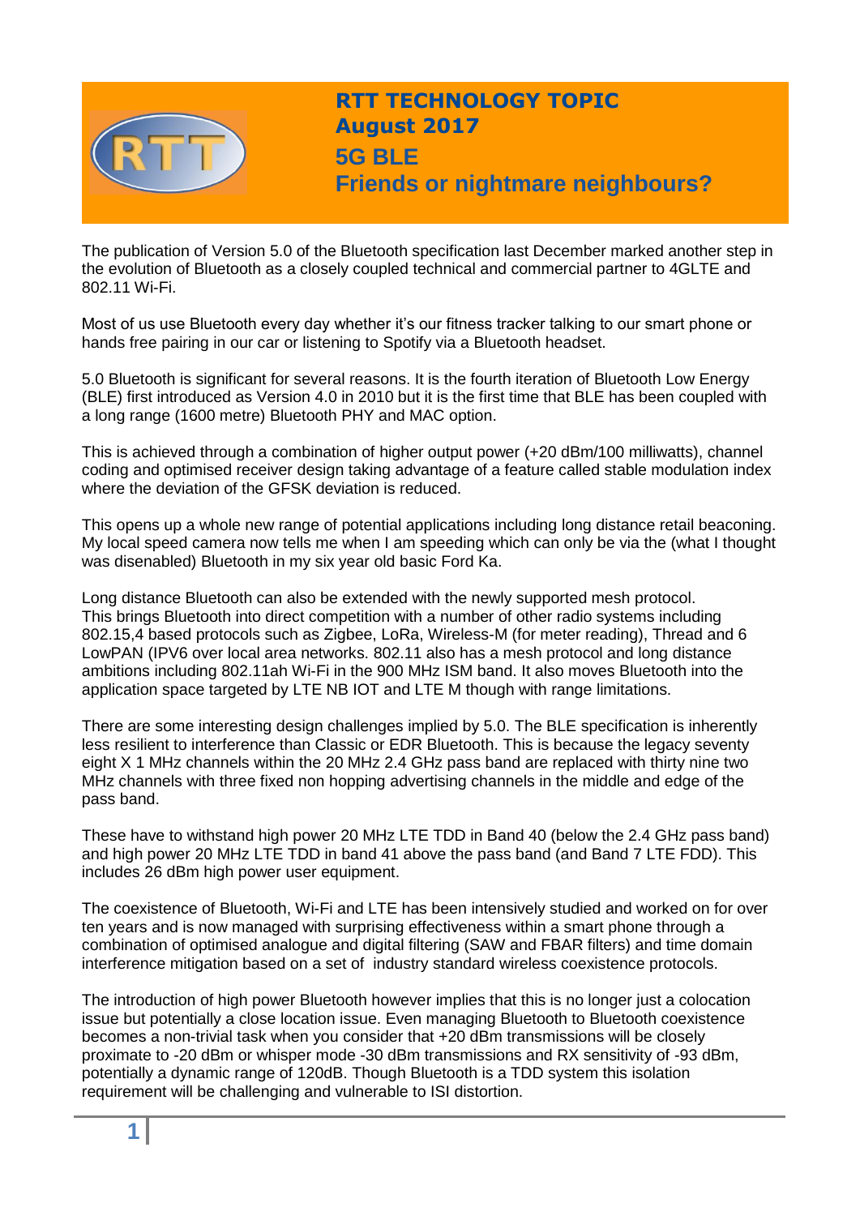# RTT TECHNOLOGY TOPIC
## August 2017
## 5G BLE
## Friends or nightmare neighbours?

The publication of Version 5.0 of the Bluetooth specification last December marked another step in the evolution of Bluetooth as a closely coupled technical and commercial partner to 4GLTE and 802.11 Wi-Fi.

Most of us use Bluetooth every day whether it's our fitness tracker talking to our smart phone or hands free pairing in our car or listening to Spotify via a Bluetooth headset.

5.0 Bluetooth is significant for several reasons. It is the fourth iteration of Bluetooth Low Energy (BLE) first introduced as Version 4.0 in 2010 but it is the first time that BLE has been coupled with a long range (1600 metre) Bluetooth PHY and MAC option.

This is achieved through a combination of higher output power (+20 dBm/100 milliwatts), channel coding and optimised receiver design taking advantage of a feature called stable modulation index where the deviation of the GFSK deviation is reduced.

This opens up a whole new range of potential applications including long distance retail beaconing. My local speed camera now tells me when I am speeding which can only be via the (what I thought was disenabled) Bluetooth in my six year old basic Ford Ka.

Long distance Bluetooth can also be extended with the newly supported mesh protocol. This brings Bluetooth into direct competition with a number of other radio systems including 802.15,4 based protocols such as Zigbee, LoRa, Wireless-M (for meter reading), Thread and 6 LowPAN (IPV6 over local area networks. 802.11 also has a mesh protocol and long distance ambitions including 802.11ah Wi-Fi in the 900 MHz ISM band. It also moves Bluetooth into the application space targeted by LTE NB IOT and LTE M though with range limitations.

There are some interesting design challenges implied by 5.0. The BLE specification is inherently less resilient to interference than Classic or EDR Bluetooth. This is because the legacy seventy eight X 1 MHz channels within the 20 MHz 2.4 GHz pass band are replaced with thirty nine two MHz channels with three fixed non hopping advertising channels in the middle and edge of the pass band.

These have to withstand high power 20 MHz LTE TDD in Band 40 (below the 2.4 GHz pass band) and high power 20 MHz LTE TDD in band 41 above the pass band (and Band 7 LTE FDD). This includes 26 dBm high power user equipment.

The coexistence of Bluetooth, Wi-Fi and LTE has been intensively studied and worked on for over ten years and is now managed with surprising effectiveness within a smart phone through a combination of optimised analogue and digital filtering (SAW and FBAR filters) and time domain interference mitigation based on a set of industry standard wireless coexistence protocols.

The introduction of high power Bluetooth however implies that this is no longer just a colocation issue but potentially a close location issue. Even managing Bluetooth to Bluetooth coexistence becomes a non-trivial task when you consider that +20 dBm transmissions will be closely proximate to -20 dBm or whisper mode -30 dBm transmissions and RX sensitivity of -93 dBm, potentially a dynamic range of 120dB. Though Bluetooth is a TDD system this isolation requirement will be challenging and vulnerable to ISI distortion.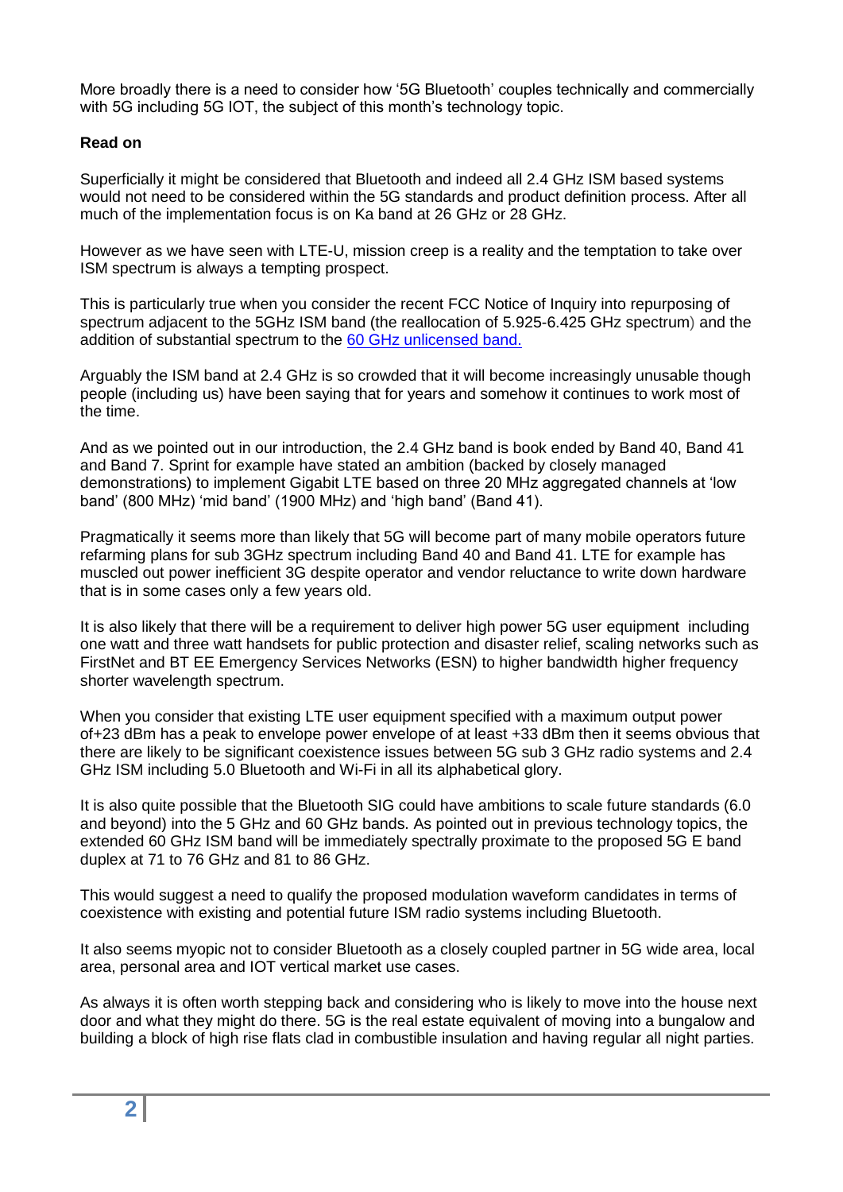More broadly there is a need to consider how '5G Bluetooth' couples technically and commercially with 5G including 5G IOT, the subject of this month's technology topic.

**Read on**

Superficially it might be considered that Bluetooth and indeed all 2.4 GHz ISM based systems would not need to be considered within the 5G standards and product definition process. After all much of the implementation focus is on Ka band at 26 GHz or 28 GHz.

However as we have seen with LTE-U, mission creep is a reality and the temptation to take over ISM spectrum is always a tempting prospect.

This is particularly true when you consider the recent FCC Notice of Inquiry into repurposing of spectrum adjacent to the 5GHz ISM band (the reallocation of 5.925-6.425 GHz spectrum) and the addition of substantial spectrum to the [60 GHz unlicensed band.]

Arguably the ISM band at 2.4 GHz is so crowded that it will become increasingly unusable though people (including us) have been saying that for years and somehow it continues to work most of the time.

And as we pointed out in our introduction, the 2.4 GHz band is book ended by Band 40, Band 41 and Band 7. Sprint for example have stated an ambition (backed by closely managed demonstrations) to implement Gigabit LTE based on three 20 MHz aggregated channels at 'low band' (800 MHz) 'mid band' (1900 MHz) and 'high band' (Band 41).

Pragmatically it seems more than likely that 5G will become part of many mobile operators future refarming plans for sub 3GHz spectrum including Band 40 and Band 41. LTE for example has muscled out power inefficient 3G despite operator and vendor reluctance to write down hardware that is in some cases only a few years old.

It is also likely that there will be a requirement to deliver high power 5G user equipment including one watt and three watt handsets for public protection and disaster relief, scaling networks such as FirstNet and BT EE Emergency Services Networks (ESN) to higher bandwidth higher frequency shorter wavelength spectrum.

When you consider that existing LTE user equipment specified with a maximum output power of+23 dBm has a peak to envelope power envelope of at least +33 dBm then it seems obvious that there are likely to be significant coexistence issues between 5G sub 3 GHz radio systems and 2.4 GHz ISM including 5.0 Bluetooth and Wi-Fi in all its alphabetical glory.

It is also quite possible that the Bluetooth SIG could have ambitions to scale future standards (6.0 and beyond) into the 5 GHz and 60 GHz bands. As pointed out in previous technology topics, the extended 60 GHz ISM band will be immediately spectrally proximate to the proposed 5G E band duplex at 71 to 76 GHz and 81 to 86 GHz.

This would suggest a need to qualify the proposed modulation waveform candidates in terms of coexistence with existing and potential future ISM radio systems including Bluetooth.

It also seems myopic not to consider Bluetooth as a closely coupled partner in 5G wide area, local area, personal area and IOT vertical market use cases.

As always it is often worth stepping back and considering who is likely to move into the house next door and what they might do there. 5G is the real estate equivalent of moving into a bungalow and building a block of high rise flats clad in combustible insulation and having regular all night parties.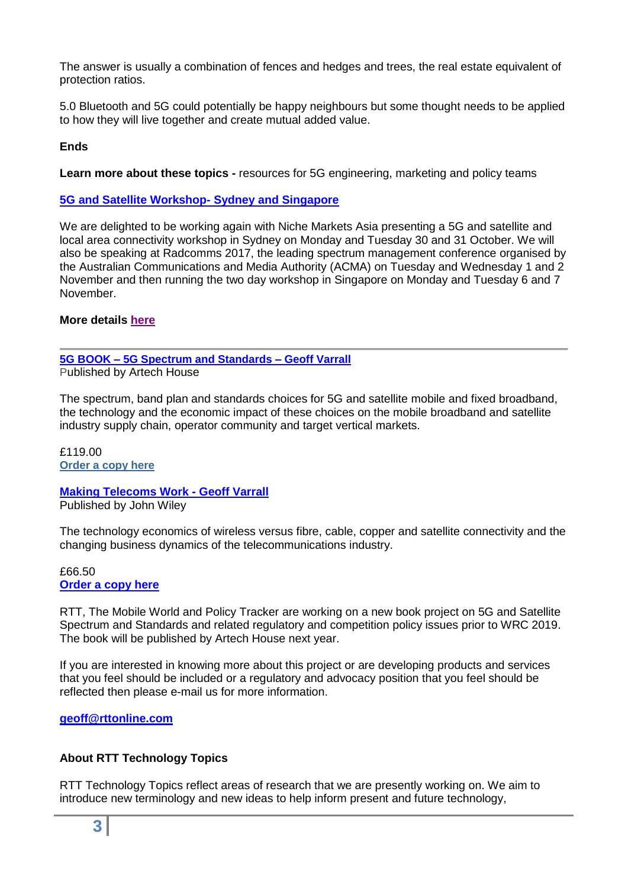The answer is usually a combination of fences and hedges and trees, the real estate equivalent of protection ratios.

5.0 Bluetooth and 5G could potentially be happy neighbours but some thought needs to be applied to how they will live together and create mutual added value.

**Ends**

**Learn more about these topics -** resources for 5G engineering, marketing and policy teams

**5G and Satellite Workshop- Sydney and Singapore**

We are delighted to be working again with Niche Markets Asia presenting a 5G and satellite and local area connectivity workshop in Sydney on Monday and Tuesday 30 and 31 October. We will also be speaking at Radcomms 2017, the leading spectrum management conference organised by the Australian Communications and Media Authority (ACMA) on Tuesday and Wednesday 1 and 2 November and then running the two day workshop in Singapore on Monday and Tuesday 6 and 7 November.

**More details here**

---

**5G BOOK – 5G Spectrum and Standards – Geoff Varrall**
Published by Artech House

The spectrum, band plan and standards choices for 5G and satellite mobile and fixed broadband, the technology and the economic impact of these choices on the mobile broadband and satellite industry supply chain, operator community and target vertical markets.

£119.00
**Order a copy here**

**Making Telecoms Work - Geoff Varrall**
Published by John Wiley

The technology economics of wireless versus fibre, cable, copper and satellite connectivity and the changing business dynamics of the telecommunications industry.

£66.50
**Order a copy here**

RTT, The Mobile World and Policy Tracker are working on a new book project on 5G and Satellite Spectrum and Standards and related regulatory and competition policy issues prior to WRC 2019. The book will be published by Artech House next year.

If you are interested in knowing more about this project or are developing products and services that you feel should be included or a regulatory and advocacy position that you feel should be reflected then please e-mail us for more information.

**geoff@rttonline.com**

**About RTT Technology Topics**

RTT Technology Topics reflect areas of research that we are presently working on. We aim to introduce new terminology and new ideas to help inform present and future technology,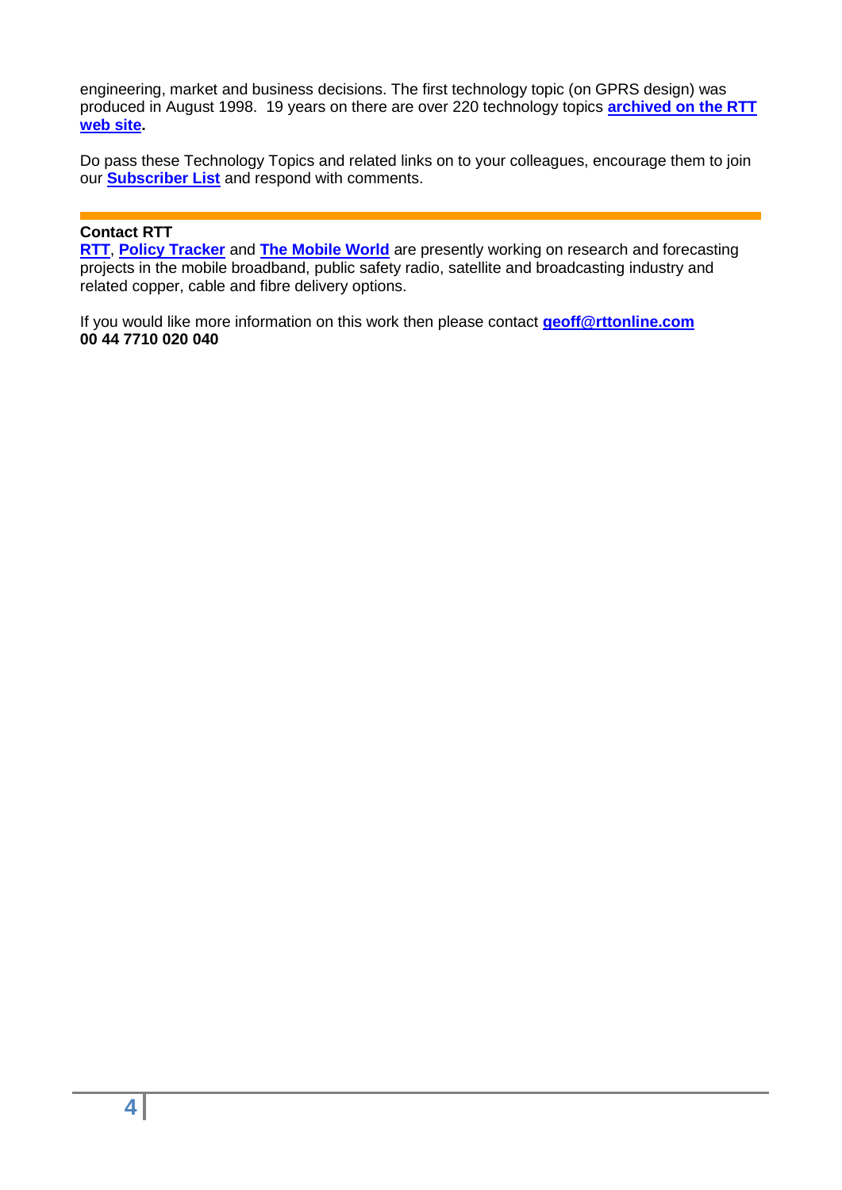engineering, market and business decisions. The first technology topic (on GPRS design) was produced in August 1998. 19 years on there are over 220 technology topics **archived on the RTT web site**.

Do pass these Technology Topics and related links on to your colleagues, encourage them to join our **Subscriber List** and respond with comments.

**Contact RTT**

**RTT**, **Policy Tracker** and **The Mobile World** are presently working on research and forecasting projects in the mobile broadband, public safety radio, satellite and broadcasting industry and related copper, cable and fibre delivery options.

If you would like more information on this work then please contact **geoff@rttonline.com**
**00 44 7710 020 040**